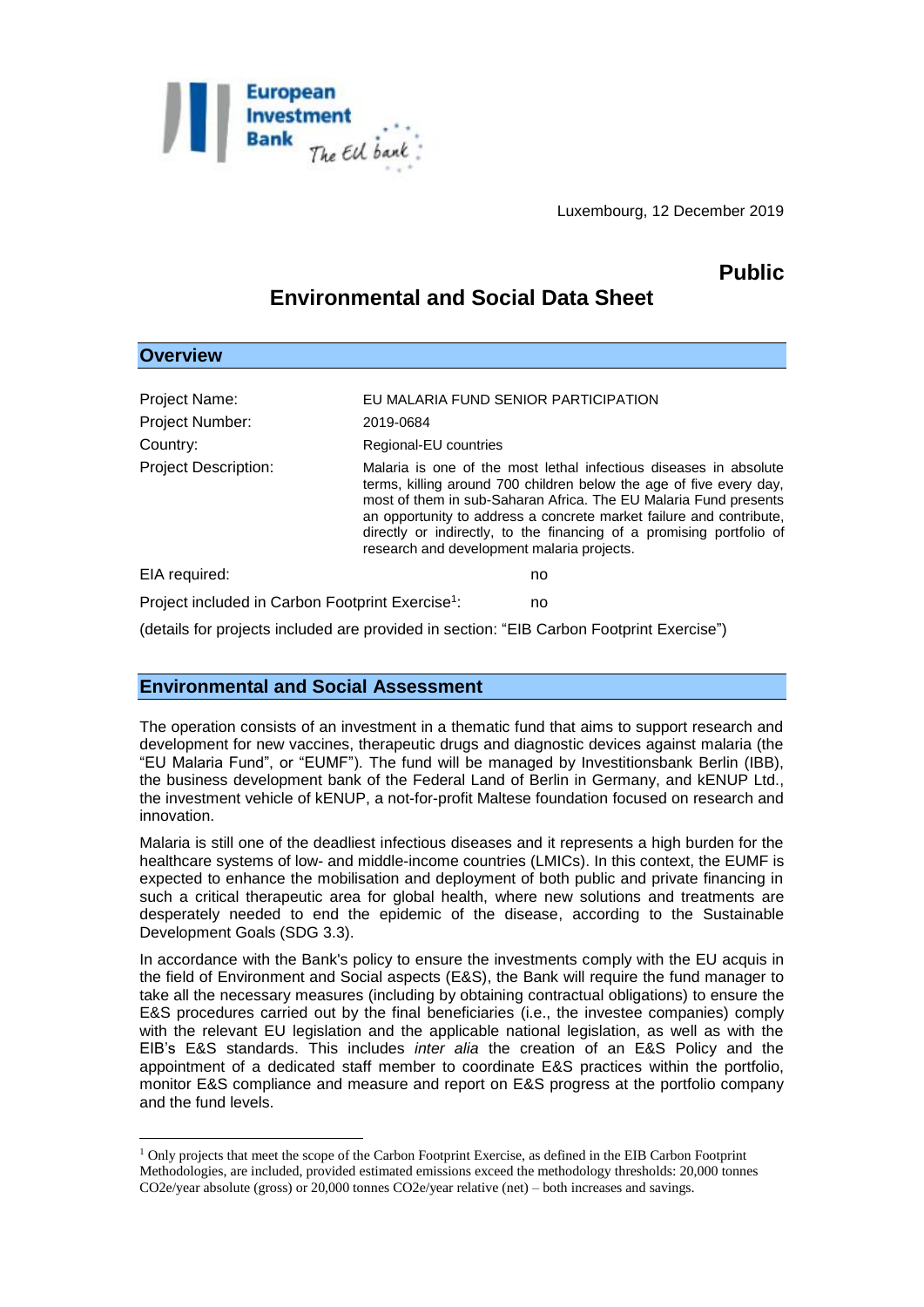Luxembourg, 12 December 2019

**Public**

# Environmental and Social Data Sheet

## Overview

| | |
|---|---|
| Project Name: | EU MALARIA FUND SENIOR PARTICIPATION |
| Project Number: | 2019-0684 |
| Country: | Regional-EU countries |
| Project Description: | Malaria is one of the most lethal infectious diseases in absolute terms, killing around 700 children below the age of five every day, most of them in sub-Saharan Africa. The EU Malaria Fund presents an opportunity to address a concrete market failure and contribute, directly or indirectly, to the financing of a promising portfolio of research and development malaria projects. |
| EIA required: | no |
| Project included in Carbon Footprint Exercise[1]: | no |

(details for projects included are provided in section: "EIB Carbon Footprint Exercise")

## Environmental and Social Assessment

The operation consists of an investment in a thematic fund that aims to support research and development for new vaccines, therapeutic drugs and diagnostic devices against malaria (the "EU Malaria Fund", or "EUMF"). The fund will be managed by Investitionsbank Berlin (IBB), the business development bank of the Federal Land of Berlin in Germany, and kENUP Ltd., the investment vehicle of kENUP, a not-for-profit Maltese foundation focused on research and innovation.

Malaria is still one of the deadliest infectious diseases and it represents a high burden for the healthcare systems of low- and middle-income countries (LMICs). In this context, the EUMF is expected to enhance the mobilisation and deployment of both public and private financing in such a critical therapeutic area for global health, where new solutions and treatments are desperately needed to end the epidemic of the disease, according to the Sustainable Development Goals (SDG 3.3).

In accordance with the Bank's policy to ensure the investments comply with the EU acquis in the field of Environment and Social aspects (E&S), the Bank will require the fund manager to take all the necessary measures (including by obtaining contractual obligations) to ensure the E&S procedures carried out by the final beneficiaries (i.e., the investee companies) comply with the relevant EU legislation and the applicable national legislation, as well as with the EIB's E&S standards. This includes *inter alia* the creation of an E&S Policy and the appointment of a dedicated staff member to coordinate E&S practices within the portfolio, monitor E&S compliance and measure and report on E&S progress at the portfolio company and the fund levels.

---

[1] Only projects that meet the scope of the Carbon Footprint Exercise, as defined in the EIB Carbon Footprint Methodologies, are included, provided estimated emissions exceed the methodology thresholds: 20,000 tonnes $CO_2e$/year absolute (gross) or 20,000 tonnes $CO_2e$/year relative (net) – both increases and savings.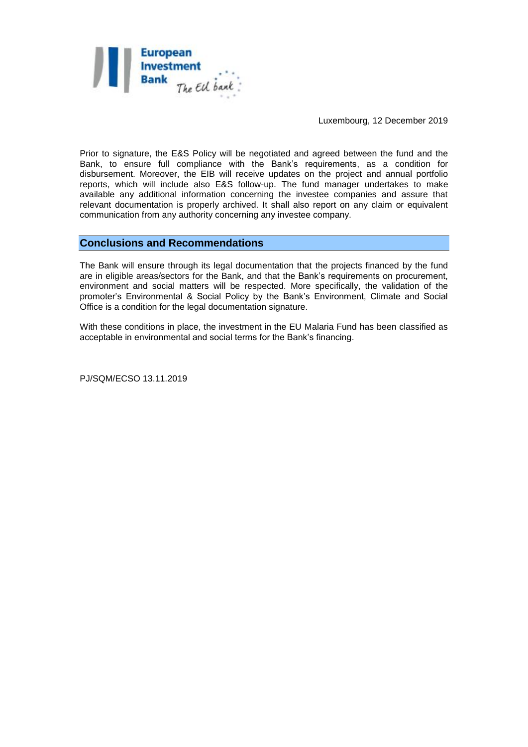Luxembourg, 12 December 2019

Prior to signature, the E&S Policy will be negotiated and agreed between the fund and the Bank, to ensure full compliance with the Bank's requirements, as a condition for disbursement. Moreover, the EIB will receive updates on the project and annual portfolio reports, which will include also E&S follow-up. The fund manager undertakes to make available any additional information concerning the investee companies and assure that relevant documentation is properly archived. It shall also report on any claim or equivalent communication from any authority concerning any investee company.

## Conclusions and Recommendations

The Bank will ensure through its legal documentation that the projects financed by the fund are in eligible areas/sectors for the Bank, and that the Bank's requirements on procurement, environment and social matters will be respected. More specifically, the validation of the promoter's Environmental & Social Policy by the Bank's Environment, Climate and Social Office is a condition for the legal documentation signature.

With these conditions in place, the investment in the EU Malaria Fund has been classified as acceptable in environmental and social terms for the Bank's financing.

PJ/SQM/ECSO 13.11.2019